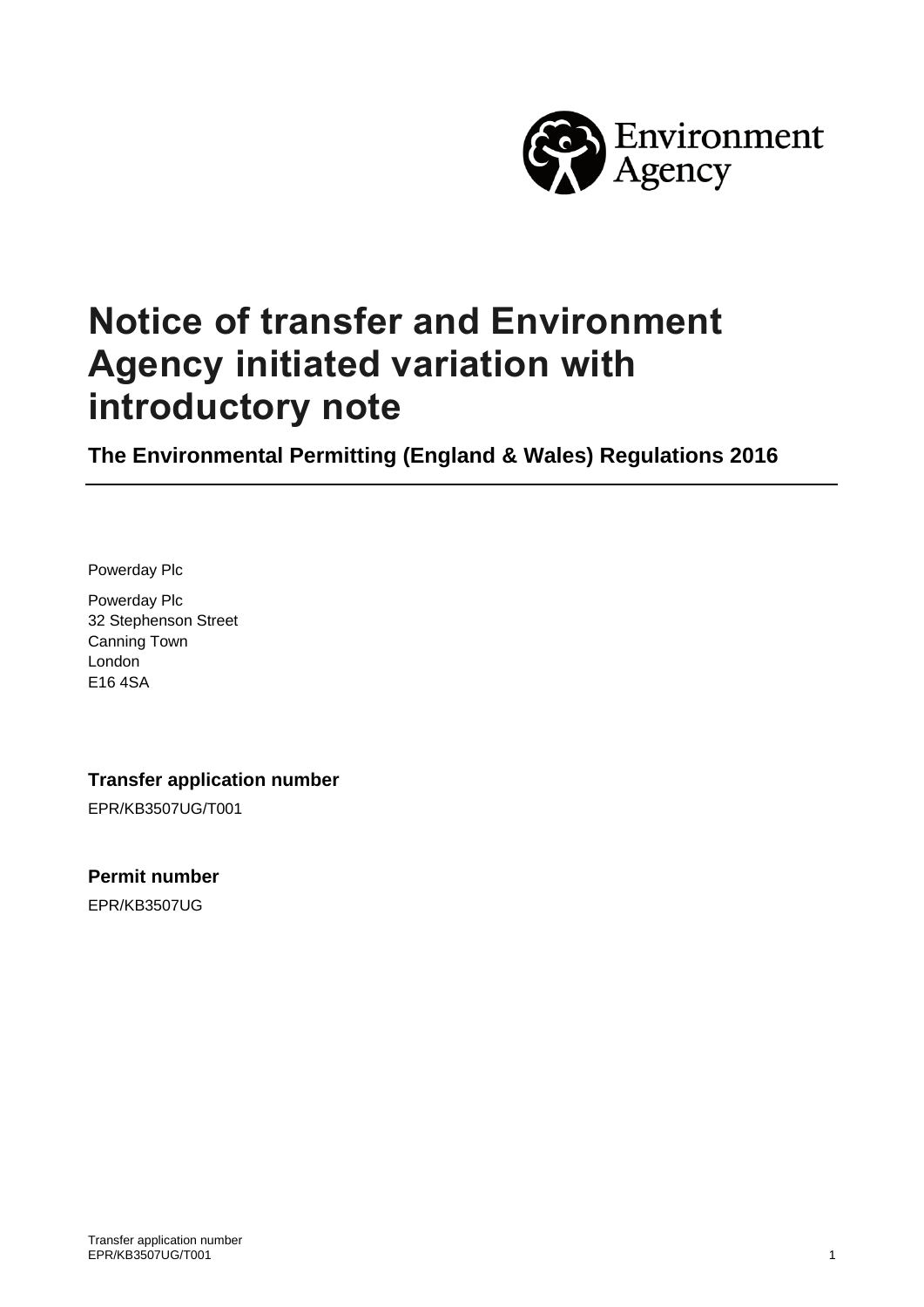# Notice of transfer and Environment Agency initiated variation with introductory note

## The Environmental Permitting (England & Wales) Regulations 2016

Powerday Plc

Powerday Plc
32 Stephenson Street
Canning Town
London
E16 4SA

### Transfer application number

EPR/KB3507UG/T001

### Permit number

EPR/KB3507UG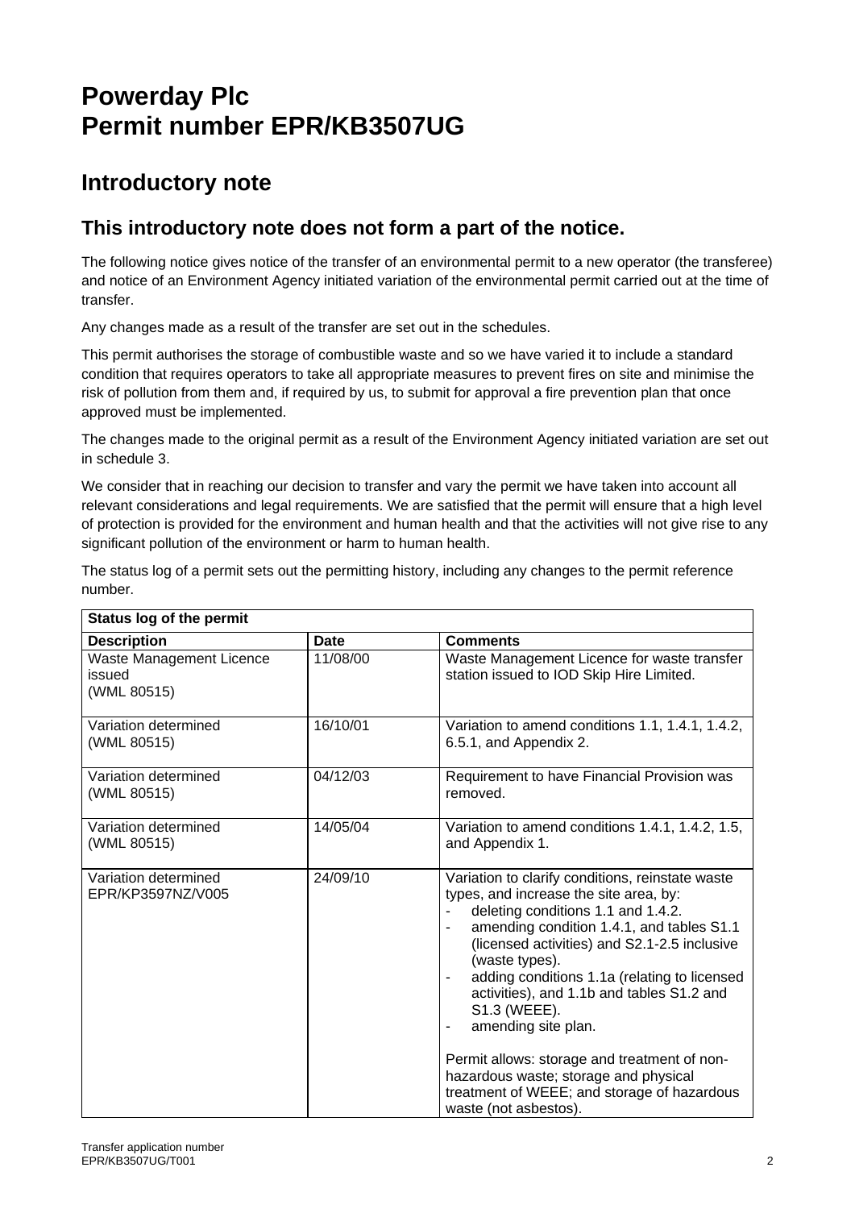# Powerday Plc
# Permit number EPR/KB3507UG

## Introductory note

### This introductory note does not form a part of the notice.

The following notice gives notice of the transfer of an environmental permit to a new operator (the transferee) and notice of an Environment Agency initiated variation of the environmental permit carried out at the time of transfer.

Any changes made as a result of the transfer are set out in the schedules.

This permit authorises the storage of combustible waste and so we have varied it to include a standard condition that requires operators to take all appropriate measures to prevent fires on site and minimise the risk of pollution from them and, if required by us, to submit for approval a fire prevention plan that once approved must be implemented.

The changes made to the original permit as a result of the Environment Agency initiated variation are set out in schedule 3.

We consider that in reaching our decision to transfer and vary the permit we have taken into account all relevant considerations and legal requirements. We are satisfied that the permit will ensure that a high level of protection is provided for the environment and human health and that the activities will not give rise to any significant pollution of the environment or harm to human health.

The status log of a permit sets out the permitting history, including any changes to the permit reference number.

| Status log of the permit | | |
|---|---|---|
| **Description** | **Date** | **Comments** |
| Waste Management Licence issued (WML 80515) | 11/08/00 | Waste Management Licence for waste transfer station issued to IOD Skip Hire Limited. |
| Variation determined (WML 80515) | 16/10/01 | Variation to amend conditions 1.1, 1.4.1, 1.4.2, 6.5.1, and Appendix 2. |
| Variation determined (WML 80515) | 04/12/03 | Requirement to have Financial Provision was removed. |
| Variation determined (WML 80515) | 14/05/04 | Variation to amend conditions 1.4.1, 1.4.2, 1.5, and Appendix 1. |
| Variation determined EPR/KP3597NZ/V005 | 24/09/10 | Variation to clarify conditions, reinstate waste types, and increase the site area, by: - deleting conditions 1.1 and 1.4.2. - amending condition 1.4.1, and tables S1.1 (licensed activities) and S2.1-2.5 inclusive (waste types). - adding conditions 1.1a (relating to licensed activities), and 1.1b and tables S1.2 and S1.3 (WEEE). - amending site plan. Permit allows: storage and treatment of non-hazardous waste; storage and physical treatment of WEEE; and storage of hazardous waste (not asbestos). |

Transfer application number EPR/KB3507UG/T001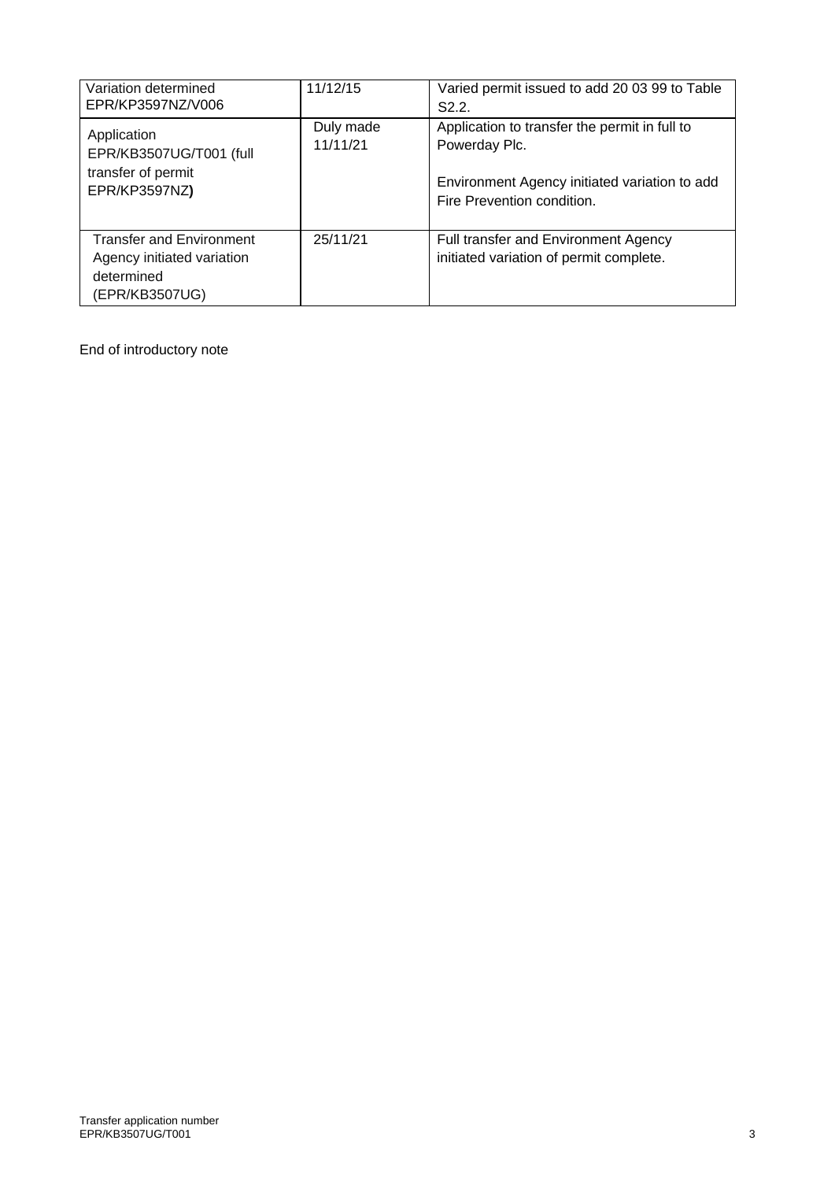| Variation determined EPR/KP3597NZ/V006 | 11/12/15 | Varied permit issued to add 20 03 99 to Table S2.2. |
|---|---|---|
| Application EPR/KB3507UG/T001 (full transfer of permit EPR/KP3597NZ**)** | Duly made 11/11/21 | Application to transfer the permit in full to Powerday Plc.<br><br>Environment Agency initiated variation to add Fire Prevention condition. |
| Transfer and Environment Agency initiated variation determined (EPR/KB3507UG) | 25/11/21 | Full transfer and Environment Agency initiated variation of permit complete. |

End of introductory note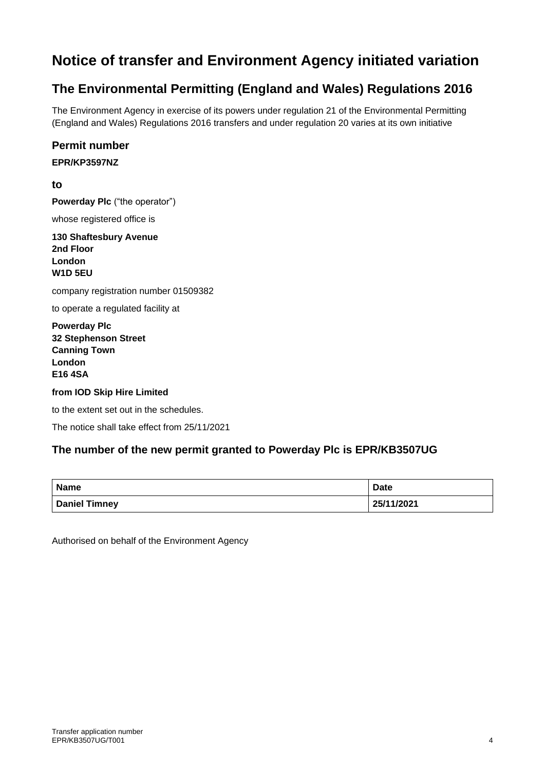# Notice of transfer and Environment Agency initiated variation

## The Environmental Permitting (England and Wales) Regulations 2016

The Environment Agency in exercise of its powers under regulation 21 of the Environmental Permitting (England and Wales) Regulations 2016 transfers and under regulation 20 varies at its own initiative

### Permit number

**EPR/KP3597NZ**

### to

**Powerday Plc** ("the operator")

whose registered office is

**130 Shaftesbury Avenue**
**2nd Floor**
**London**
**W1D 5EU**

company registration number 01509382

to operate a regulated facility at

**Powerday Plc**
**32 Stephenson Street**
**Canning Town**
**London**
**E16 4SA**

**from IOD Skip Hire Limited**

to the extent set out in the schedules.

The notice shall take effect from 25/11/2021

### The number of the new permit granted to Powerday Plc is EPR/KB3507UG

| Name | Date |
|---|---|
| **Daniel Timney** | **25/11/2021** |

Authorised on behalf of the Environment Agency

Transfer application number
EPR/KB3507UG/T001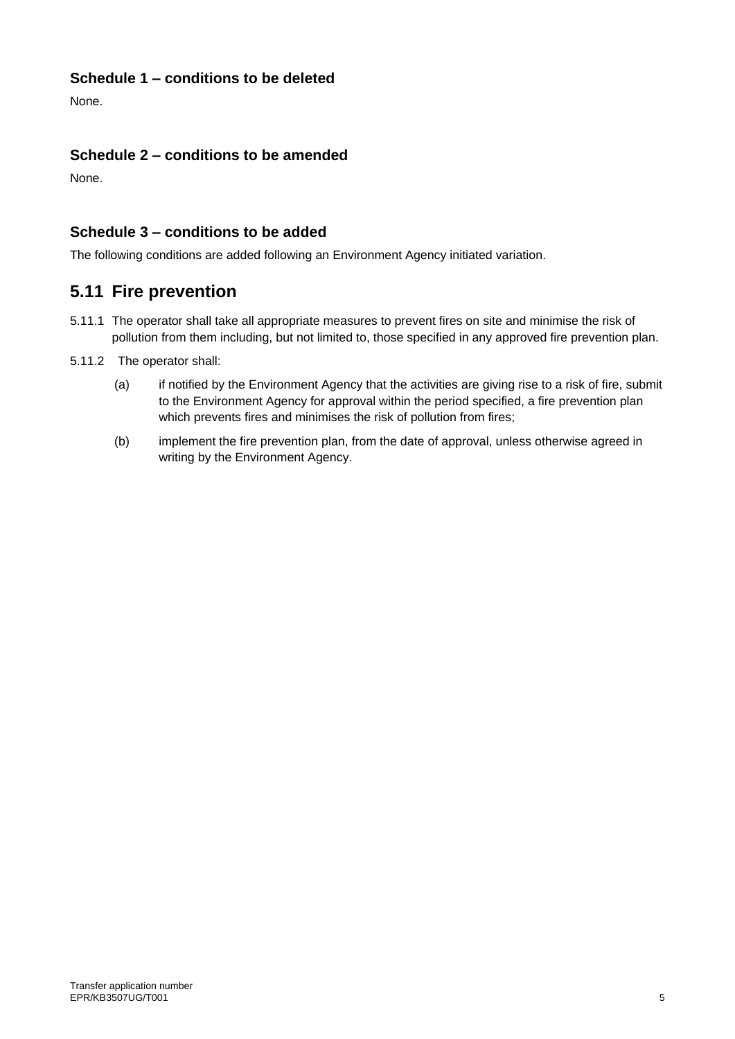### Schedule 1 – conditions to be deleted

None.

### Schedule 2 – conditions to be amended

None.

### Schedule 3 – conditions to be added

The following conditions are added following an Environment Agency initiated variation.

## 5.11 Fire prevention

5.11.1 The operator shall take all appropriate measures to prevent fires on site and minimise the risk of pollution from them including, but not limited to, those specified in any approved fire prevention plan.

5.11.2 The operator shall:

(a) if notified by the Environment Agency that the activities are giving rise to a risk of fire, submit to the Environment Agency for approval within the period specified, a fire prevention plan which prevents fires and minimises the risk of pollution from fires;

(b) implement the fire prevention plan, from the date of approval, unless otherwise agreed in writing by the Environment Agency.